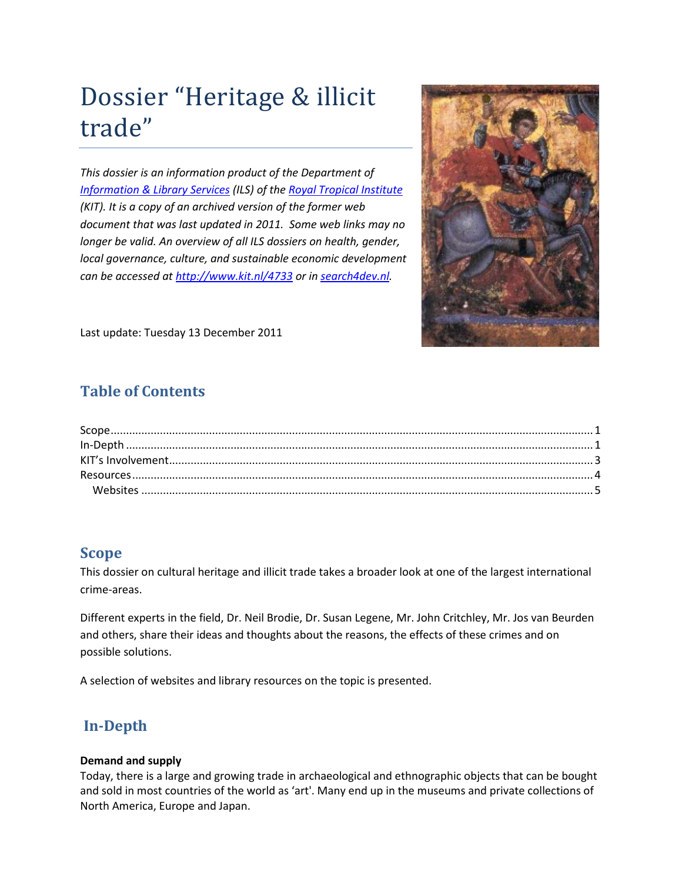# Dossier "Heritage & illicit trade"

*This dossier is an information product of the Department of Information & Library Services (ILS) of the Royal Tropical Institute (KIT). It is a copy of an archived version of the former web document that was last updated in 2011. Some web links may no longer be valid. An overview of all ILS dossiers on health, gender, local governance, culture, and sustainable economic development can be accessed at http://www.kit.nl/4733 or in search4dev.nl.*

Last update: Tuesday 13 December 2011

## Table of Contents

Scope ........ 1
In-Depth ........ 1
KIT's Involvement ........ 3
Resources ........ 4
  Websites ........ 5

## Scope

This dossier on cultural heritage and illicit trade takes a broader look at one of the largest international crime-areas.

Different experts in the field, Dr. Neil Brodie, Dr. Susan Legene, Mr. John Critchley, Mr. Jos van Beurden and others, share their ideas and thoughts about the reasons, the effects of these crimes and on possible solutions.

A selection of websites and library resources on the topic is presented.

## In-Depth

**Demand and supply**

Today, there is a large and growing trade in archaeological and ethnographic objects that can be bought and sold in most countries of the world as 'art'. Many end up in the museums and private collections of North America, Europe and Japan.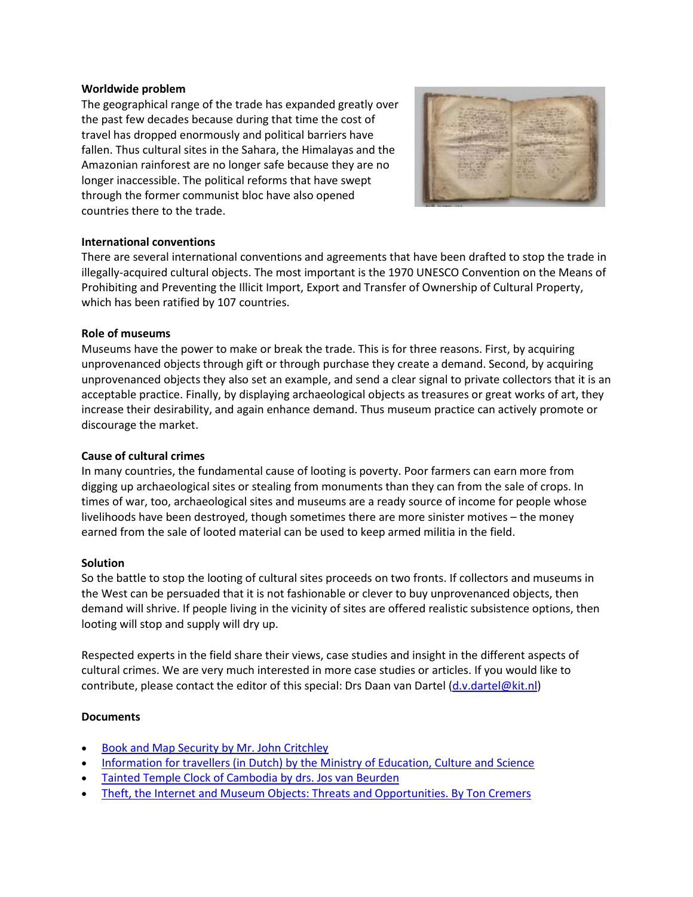**Worldwide problem**

The geographical range of the trade has expanded greatly over the past few decades because during that time the cost of travel has dropped enormously and political barriers have fallen. Thus cultural sites in the Sahara, the Himalayas and the Amazonian rainforest are no longer safe because they are no longer inaccessible. The political reforms that have swept through the former communist bloc have also opened countries there to the trade.

**International conventions**

There are several international conventions and agreements that have been drafted to stop the trade in illegally-acquired cultural objects. The most important is the 1970 UNESCO Convention on the Means of Prohibiting and Preventing the Illicit Import, Export and Transfer of Ownership of Cultural Property, which has been ratified by 107 countries.

**Role of museums**

Museums have the power to make or break the trade. This is for three reasons. First, by acquiring unprovenanced objects through gift or through purchase they create a demand. Second, by acquiring unprovenanced objects they also set an example, and send a clear signal to private collectors that it is an acceptable practice. Finally, by displaying archaeological objects as treasures or great works of art, they increase their desirability, and again enhance demand. Thus museum practice can actively promote or discourage the market.

**Cause of cultural crimes**

In many countries, the fundamental cause of looting is poverty. Poor farmers can earn more from digging up archaeological sites or stealing from monuments than they can from the sale of crops. In times of war, too, archaeological sites and museums are a ready source of income for people whose livelihoods have been destroyed, though sometimes there are more sinister motives – the money earned from the sale of looted material can be used to keep armed militia in the field.

**Solution**

So the battle to stop the looting of cultural sites proceeds on two fronts. If collectors and museums in the West can be persuaded that it is not fashionable or clever to buy unprovenanced objects, then demand will shrive. If people living in the vicinity of sites are offered realistic subsistence options, then looting will stop and supply will dry up.

Respected experts in the field share their views, case studies and insight in the different aspects of cultural crimes. We are very much interested in more case studies or articles. If you would like to contribute, please contact the editor of this special: Drs Daan van Dartel (d.v.dartel@kit.nl)

**Documents**

- Book and Map Security by Mr. John Critchley
- Information for travellers (in Dutch) by the Ministry of Education, Culture and Science
- Tainted Temple Clock of Cambodia by drs. Jos van Beurden
- Theft, the Internet and Museum Objects: Threats and Opportunities. By Ton Cremers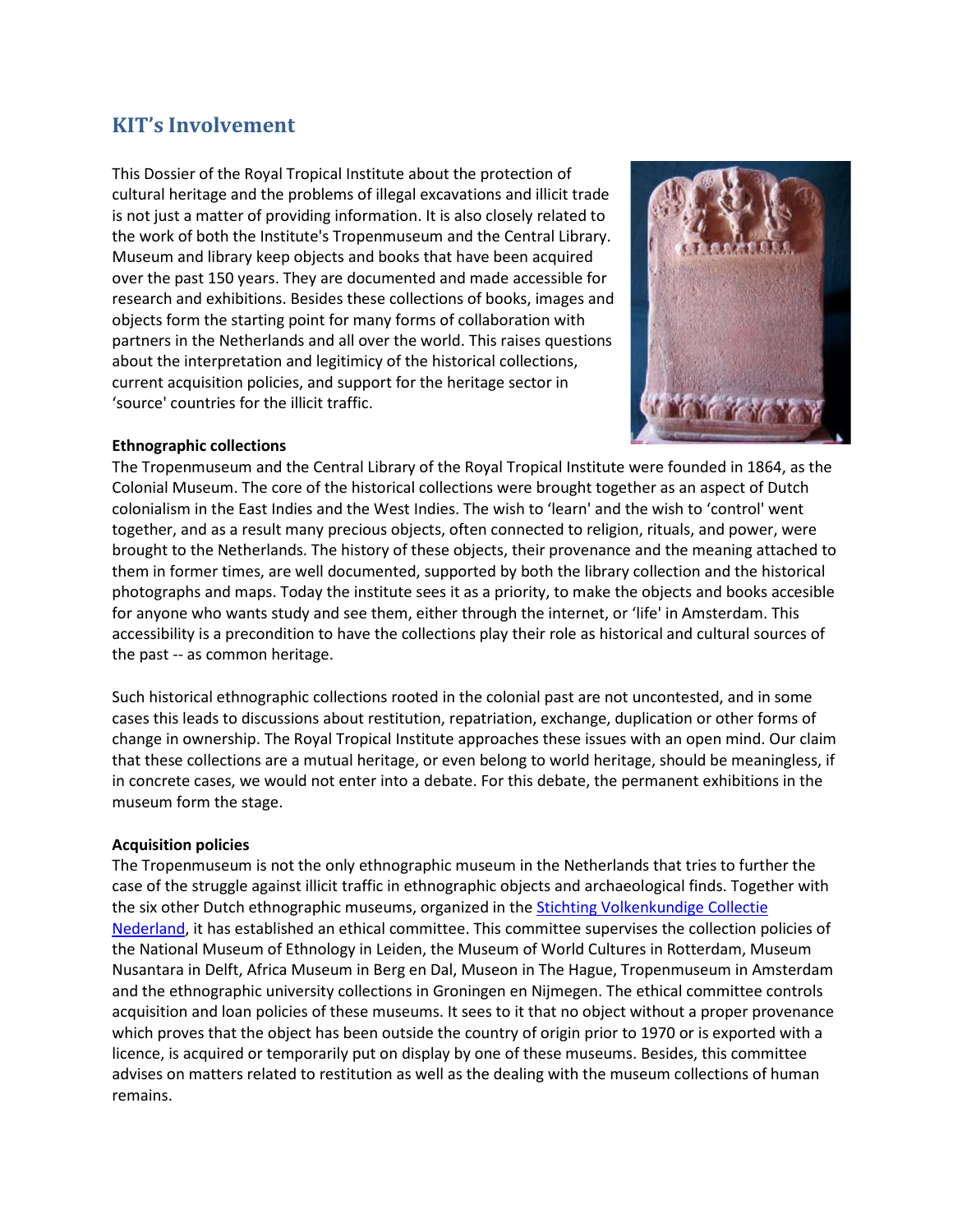## KIT's Involvement

This Dossier of the Royal Tropical Institute about the protection of cultural heritage and the problems of illegal excavations and illicit trade is not just a matter of providing information. It is also closely related to the work of both the Institute's Tropenmuseum and the Central Library. Museum and library keep objects and books that have been acquired over the past 150 years. They are documented and made accessible for research and exhibitions. Besides these collections of books, images and objects form the starting point for many forms of collaboration with partners in the Netherlands and all over the world. This raises questions about the interpretation and legitimicy of the historical collections, current acquisition policies, and support for the heritage sector in 'source' countries for the illicit traffic.

**Ethnographic collections**

The Tropenmuseum and the Central Library of the Royal Tropical Institute were founded in 1864, as the Colonial Museum. The core of the historical collections were brought together as an aspect of Dutch colonialism in the East Indies and the West Indies. The wish to 'learn' and the wish to 'control' went together, and as a result many precious objects, often connected to religion, rituals, and power, were brought to the Netherlands. The history of these objects, their provenance and the meaning attached to them in former times, are well documented, supported by both the library collection and the historical photographs and maps. Today the institute sees it as a priority, to make the objects and books accesible for anyone who wants study and see them, either through the internet, or 'life' in Amsterdam. This accessibility is a precondition to have the collections play their role as historical and cultural sources of the past -- as common heritage.

Such historical ethnographic collections rooted in the colonial past are not uncontested, and in some cases this leads to discussions about restitution, repatriation, exchange, duplication or other forms of change in ownership. The Royal Tropical Institute approaches these issues with an open mind. Our claim that these collections are a mutual heritage, or even belong to world heritage, should be meaningless, if in concrete cases, we would not enter into a debate. For this debate, the permanent exhibitions in the museum form the stage.

**Acquisition policies**

The Tropenmuseum is not the only ethnographic museum in the Netherlands that tries to further the case of the struggle against illicit traffic in ethnographic objects and archaeological finds. Together with the six other Dutch ethnographic museums, organized in the [Stichting Volkenkundige Collectie Nederland](), it has established an ethical committee. This committee supervises the collection policies of the National Museum of Ethnology in Leiden, the Museum of World Cultures in Rotterdam, Museum Nusantara in Delft, Africa Museum in Berg en Dal, Museon in The Hague, Tropenmuseum in Amsterdam and the ethnographic university collections in Groningen en Nijmegen. The ethical committee controls acquisition and loan policies of these museums. It sees to it that no object without a proper provenance which proves that the object has been outside the country of origin prior to 1970 or is exported with a licence, is acquired or temporarily put on display by one of these museums. Besides, this committee advises on matters related to restitution as well as the dealing with the museum collections of human remains.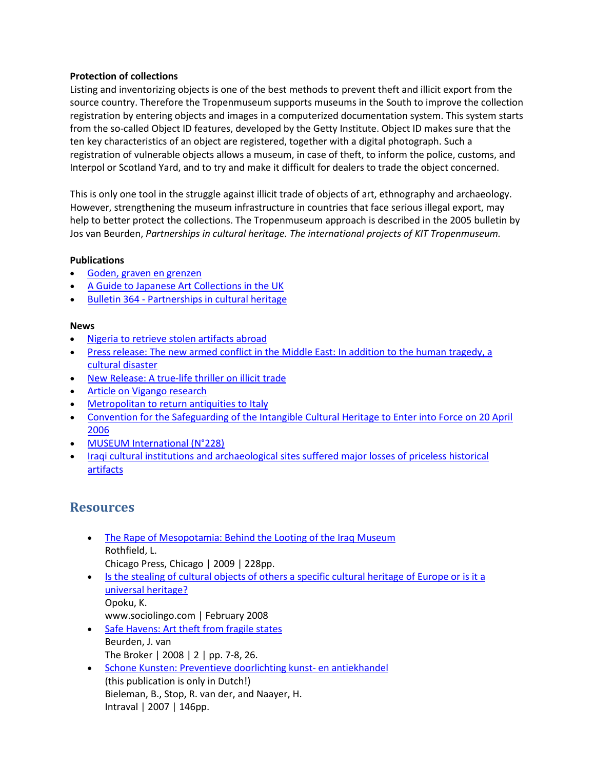**Protection of collections**

Listing and inventorizing objects is one of the best methods to prevent theft and illicit export from the source country. Therefore the Tropenmuseum supports museums in the South to improve the collection registration by entering objects and images in a computerized documentation system. This system starts from the so-called Object ID features, developed by the Getty Institute. Object ID makes sure that the ten key characteristics of an object are registered, together with a digital photograph. Such a registration of vulnerable objects allows a museum, in case of theft, to inform the police, customs, and Interpol or Scotland Yard, and to try and make it difficult for dealers to trade the object concerned.

This is only one tool in the struggle against illicit trade of objects of art, ethnography and archaeology. However, strengthening the museum infrastructure in countries that face serious illegal export, may help to better protect the collections. The Tropenmuseum approach is described in the 2005 bulletin by Jos van Beurden, *Partnerships in cultural heritage. The international projects of KIT Tropenmuseum.*

**Publications**

- Goden, graven en grenzen
- A Guide to Japanese Art Collections in the UK
- Bulletin 364 - Partnerships in cultural heritage

**News**

- Nigeria to retrieve stolen artifacts abroad
- Press release: The new armed conflict in the Middle East: In addition to the human tragedy, a cultural disaster
- New Release: A true-life thriller on illicit trade
- Article on Vigango research
- Metropolitan to return antiquities to Italy
- Convention for the Safeguarding of the Intangible Cultural Heritage to Enter into Force on 20 April 2006
- MUSEUM International (N°228)
- Iraqi cultural institutions and archaeological sites suffered major losses of priceless historical artifacts

## Resources

- The Rape of Mesopotamia: Behind the Looting of the Iraq Museum
  Rothfield, L.
  Chicago Press, Chicago | 2009 | 228pp.
- Is the stealing of cultural objects of others a specific cultural heritage of Europe or is it a universal heritage?
  Opoku, K.
  www.sociolingo.com | February 2008
- Safe Havens: Art theft from fragile states
  Beurden, J. van
  The Broker | 2008 | 2 | pp. 7-8, 26.
- Schone Kunsten: Preventieve doorlichting kunst- en antiekhandel
  (this publication is only in Dutch!)
  Bieleman, B., Stop, R. van der, and Naayer, H.
  Intraval | 2007 | 146pp.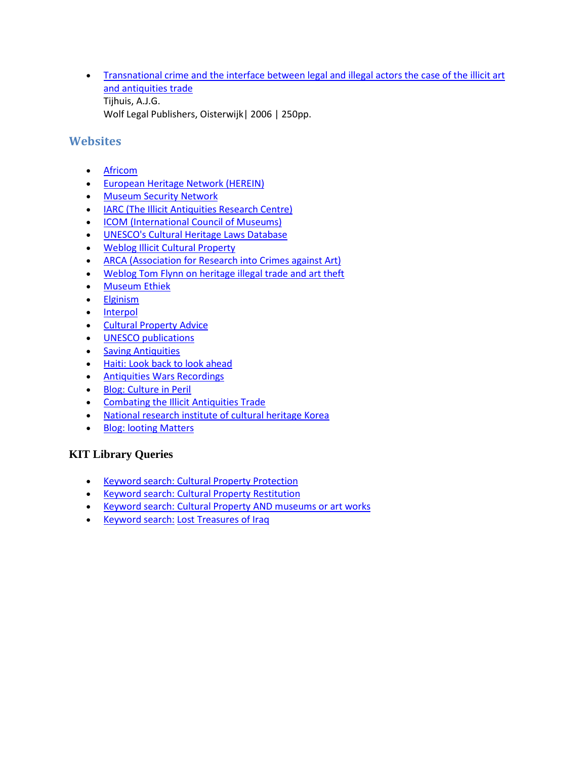- Transnational crime and the interface between legal and illegal actors the case of the illicit art and antiquities trade
  Tijhuis, A.J.G.
  Wolf Legal Publishers, Oisterwijk| 2006 | 250pp.

## Websites

- Africom
- European Heritage Network (HEREIN)
- Museum Security Network
- IARC (The Illicit Antiquities Research Centre)
- ICOM (International Council of Museums)
- UNESCO's Cultural Heritage Laws Database
- Weblog Illicit Cultural Property
- ARCA (Association for Research into Crimes against Art)
- Weblog Tom Flynn on heritage illegal trade and art theft
- Museum Ethiek
- Elginism
- Interpol
- Cultural Property Advice
- UNESCO publications
- Saving Antiquities
- Haiti: Look back to look ahead
- Antiquities Wars Recordings
- Blog: Culture in Peril
- Combating the Illicit Antiquities Trade
- National research institute of cultural heritage Korea
- Blog: looting Matters

### KIT Library Queries

- Keyword search: Cultural Property Protection
- Keyword search: Cultural Property Restitution
- Keyword search: Cultural Property AND museums or art works
- Keyword search: Lost Treasures of Iraq